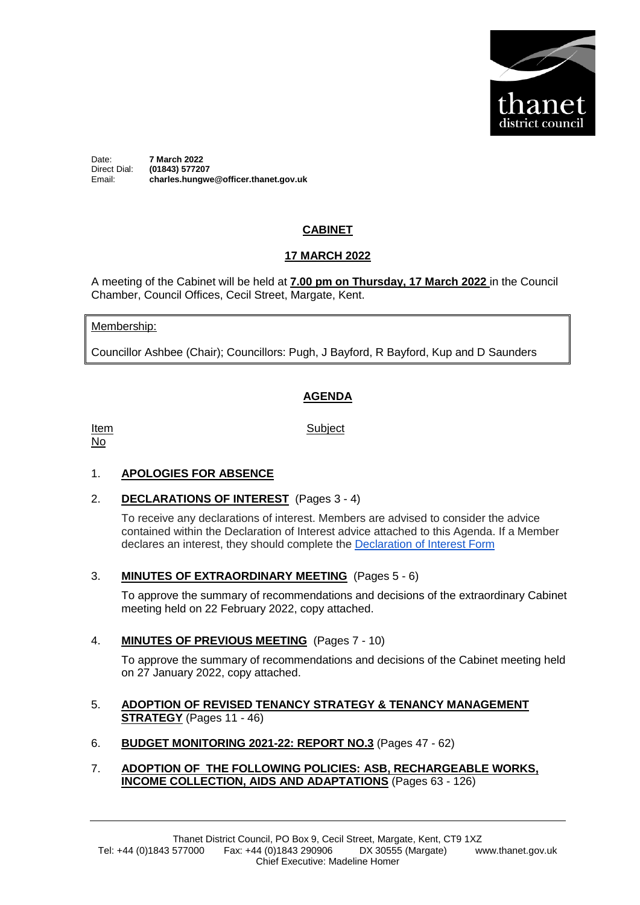thanet district council

Date: **7 March 2022**
Direct Dial: **(01843) 577207**
Email: **charles.hungwe@officer.thanet.gov.uk**

## CABINET

## 17 MARCH 2022

A meeting of the Cabinet will be held at **7.00 pm on Thursday, 17 March 2022** in the Council Chamber, Council Offices, Cecil Street, Margate, Kent.

Membership:

Councillor Ashbee (Chair); Councillors: Pugh, J Bayford, R Bayford, Kup and D Saunders

## AGENDA

| Item No | Subject |
|---|---|

1. **APOLOGIES FOR ABSENCE**

2. **DECLARATIONS OF INTEREST** (Pages 3 - 4)

   To receive any declarations of interest. Members are advised to consider the advice contained within the Declaration of Interest advice attached to this Agenda. If a Member declares an interest, they should complete the Declaration of Interest Form

3. **MINUTES OF EXTRAORDINARY MEETING** (Pages 5 - 6)

   To approve the summary of recommendations and decisions of the extraordinary Cabinet meeting held on 22 February 2022, copy attached.

4. **MINUTES OF PREVIOUS MEETING** (Pages 7 - 10)

   To approve the summary of recommendations and decisions of the Cabinet meeting held on 27 January 2022, copy attached.

5. **ADOPTION OF REVISED TENANCY STRATEGY & TENANCY MANAGEMENT STRATEGY** (Pages 11 - 46)

6. **BUDGET MONITORING 2021-22: REPORT NO.3** (Pages 47 - 62)

7. **ADOPTION OF THE FOLLOWING POLICIES: ASB, RECHARGEABLE WORKS, INCOME COLLECTION, AIDS AND ADAPTATIONS** (Pages 63 - 126)

Thanet District Council, PO Box 9, Cecil Street, Margate, Kent, CT9 1XZ
Tel: +44 (0)1843 577000 Fax: +44 (0)1843 290906 DX 30555 (Margate) www.thanet.gov.uk
Chief Executive: Madeline Homer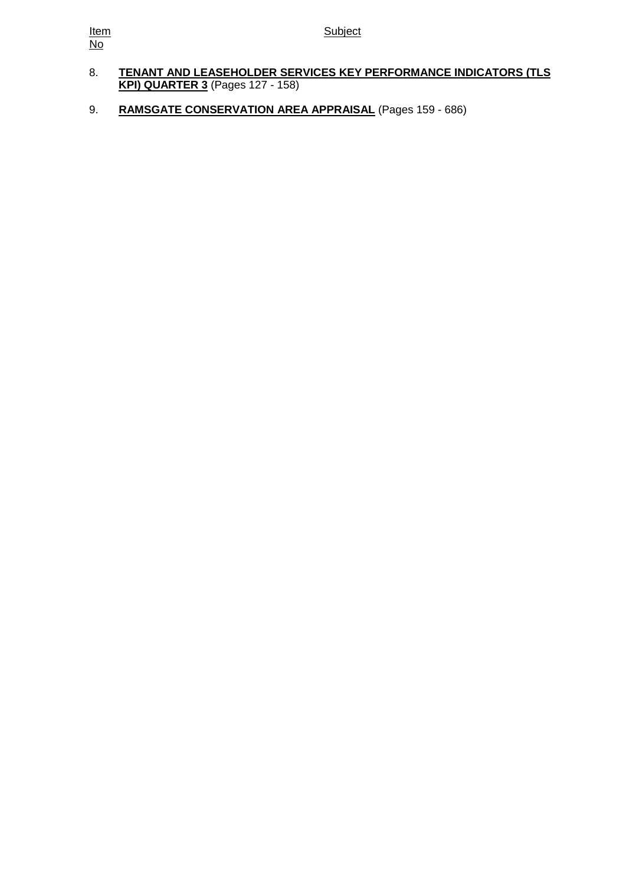| Item No | Subject |
| --- | --- |
| 8. | **TENANT AND LEASEHOLDER SERVICES KEY PERFORMANCE INDICATORS (TLS KPI) QUARTER 3** (Pages 127 - 158) |
| 9. | **RAMSGATE CONSERVATION AREA APPRAISAL** (Pages 159 - 686) |